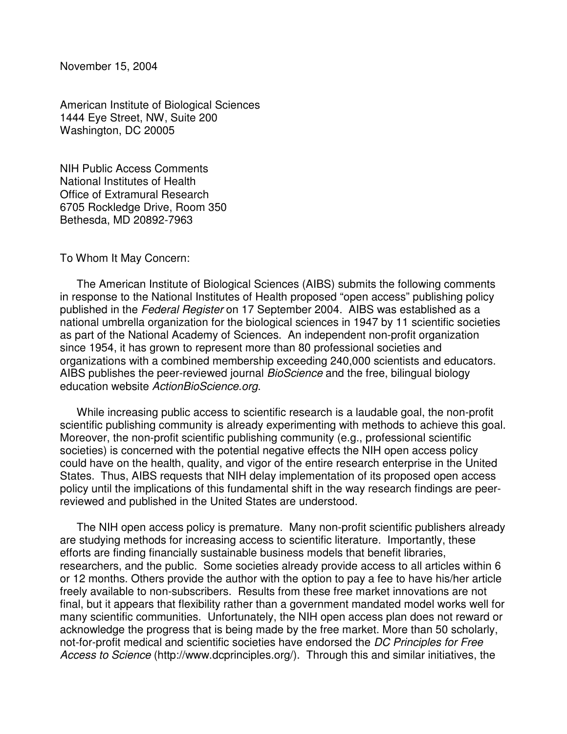November 15, 2004

American Institute of Biological Sciences
1444 Eye Street, NW, Suite 200
Washington, DC 20005

NIH Public Access Comments
National Institutes of Health
Office of Extramural Research
6705 Rockledge Drive, Room 350
Bethesda, MD 20892-7963

To Whom It May Concern:

The American Institute of Biological Sciences (AIBS) submits the following comments in response to the National Institutes of Health proposed "open access" publishing policy published in the *Federal Register* on 17 September 2004. AIBS was established as a national umbrella organization for the biological sciences in 1947 by 11 scientific societies as part of the National Academy of Sciences. An independent non-profit organization since 1954, it has grown to represent more than 80 professional societies and organizations with a combined membership exceeding 240,000 scientists and educators. AIBS publishes the peer-reviewed journal *BioScience* and the free, bilingual biology education website *ActionBioScience.org*.

While increasing public access to scientific research is a laudable goal, the non-profit scientific publishing community is already experimenting with methods to achieve this goal. Moreover, the non-profit scientific publishing community (e.g., professional scientific societies) is concerned with the potential negative effects the NIH open access policy could have on the health, quality, and vigor of the entire research enterprise in the United States. Thus, AIBS requests that NIH delay implementation of its proposed open access policy until the implications of this fundamental shift in the way research findings are peer-reviewed and published in the United States are understood.

The NIH open access policy is premature. Many non-profit scientific publishers already are studying methods for increasing access to scientific literature. Importantly, these efforts are finding financially sustainable business models that benefit libraries, researchers, and the public. Some societies already provide access to all articles within 6 or 12 months. Others provide the author with the option to pay a fee to have his/her article freely available to non-subscribers. Results from these free market innovations are not final, but it appears that flexibility rather than a government mandated model works well for many scientific communities. Unfortunately, the NIH open access plan does not reward or acknowledge the progress that is being made by the free market. More than 50 scholarly, not-for-profit medical and scientific societies have endorsed the *DC Principles for Free Access to Science* (http://www.dcprinciples.org/). Through this and similar initiatives, the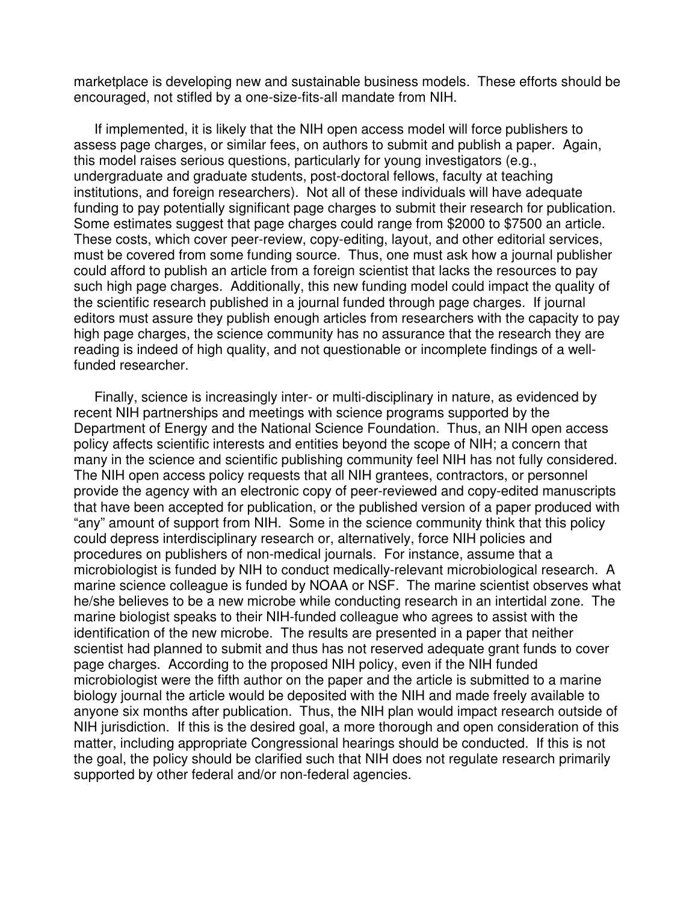marketplace is developing new and sustainable business models. These efforts should be encouraged, not stifled by a one-size-fits-all mandate from NIH.

If implemented, it is likely that the NIH open access model will force publishers to assess page charges, or similar fees, on authors to submit and publish a paper. Again, this model raises serious questions, particularly for young investigators (e.g., undergraduate and graduate students, post-doctoral fellows, faculty at teaching institutions, and foreign researchers). Not all of these individuals will have adequate funding to pay potentially significant page charges to submit their research for publication. Some estimates suggest that page charges could range from $2000 to $7500 an article. These costs, which cover peer-review, copy-editing, layout, and other editorial services, must be covered from some funding source. Thus, one must ask how a journal publisher could afford to publish an article from a foreign scientist that lacks the resources to pay such high page charges. Additionally, this new funding model could impact the quality of the scientific research published in a journal funded through page charges. If journal editors must assure they publish enough articles from researchers with the capacity to pay high page charges, the science community has no assurance that the research they are reading is indeed of high quality, and not questionable or incomplete findings of a well-funded researcher.

Finally, science is increasingly inter- or multi-disciplinary in nature, as evidenced by recent NIH partnerships and meetings with science programs supported by the Department of Energy and the National Science Foundation. Thus, an NIH open access policy affects scientific interests and entities beyond the scope of NIH; a concern that many in the science and scientific publishing community feel NIH has not fully considered. The NIH open access policy requests that all NIH grantees, contractors, or personnel provide the agency with an electronic copy of peer-reviewed and copy-edited manuscripts that have been accepted for publication, or the published version of a paper produced with "any" amount of support from NIH. Some in the science community think that this policy could depress interdisciplinary research or, alternatively, force NIH policies and procedures on publishers of non-medical journals. For instance, assume that a microbiologist is funded by NIH to conduct medically-relevant microbiological research. A marine science colleague is funded by NOAA or NSF. The marine scientist observes what he/she believes to be a new microbe while conducting research in an intertidal zone. The marine biologist speaks to their NIH-funded colleague who agrees to assist with the identification of the new microbe. The results are presented in a paper that neither scientist had planned to submit and thus has not reserved adequate grant funds to cover page charges. According to the proposed NIH policy, even if the NIH funded microbiologist were the fifth author on the paper and the article is submitted to a marine biology journal the article would be deposited with the NIH and made freely available to anyone six months after publication. Thus, the NIH plan would impact research outside of NIH jurisdiction. If this is the desired goal, a more thorough and open consideration of this matter, including appropriate Congressional hearings should be conducted. If this is not the goal, the policy should be clarified such that NIH does not regulate research primarily supported by other federal and/or non-federal agencies.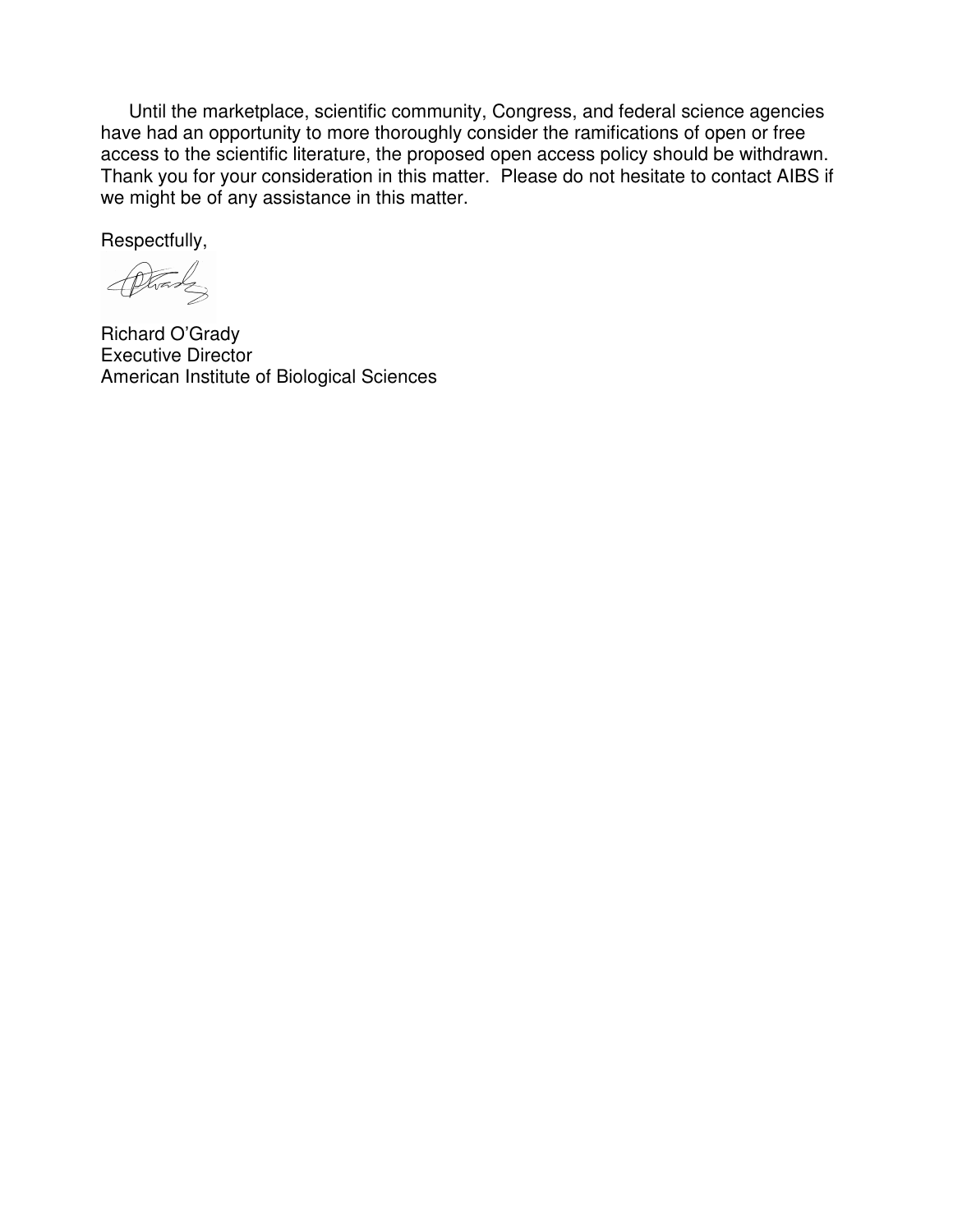Until the marketplace, scientific community, Congress, and federal science agencies have had an opportunity to more thoroughly consider the ramifications of open or free access to the scientific literature, the proposed open access policy should be withdrawn. Thank you for your consideration in this matter. Please do not hesitate to contact AIBS if we might be of any assistance in this matter.

Respectfully,

Richard O'Grady
Executive Director
American Institute of Biological Sciences